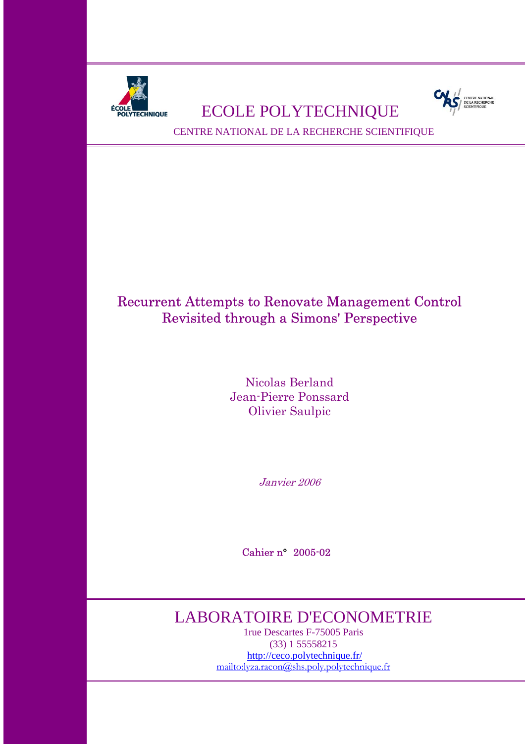ECOLE POLYTECHNIQUE

CENTRE NATIONAL DE LA RECHERCHE SCIENTIFIQUE

# Recurrent Attempts to Renovate Management Control Revisited through a Simons' Perspective

Nicolas Berland
Jean-Pierre Ponssard
Olivier Saulpic

*Janvier 2006*

Cahier n° 2005-02

## LABORATOIRE D'ECONOMETRIE

1rue Descartes F-75005 Paris
(33) 1 55558215
http://ceco.polytechnique.fr/
mailto:lyza.racon@shs.poly.polytechnique.fr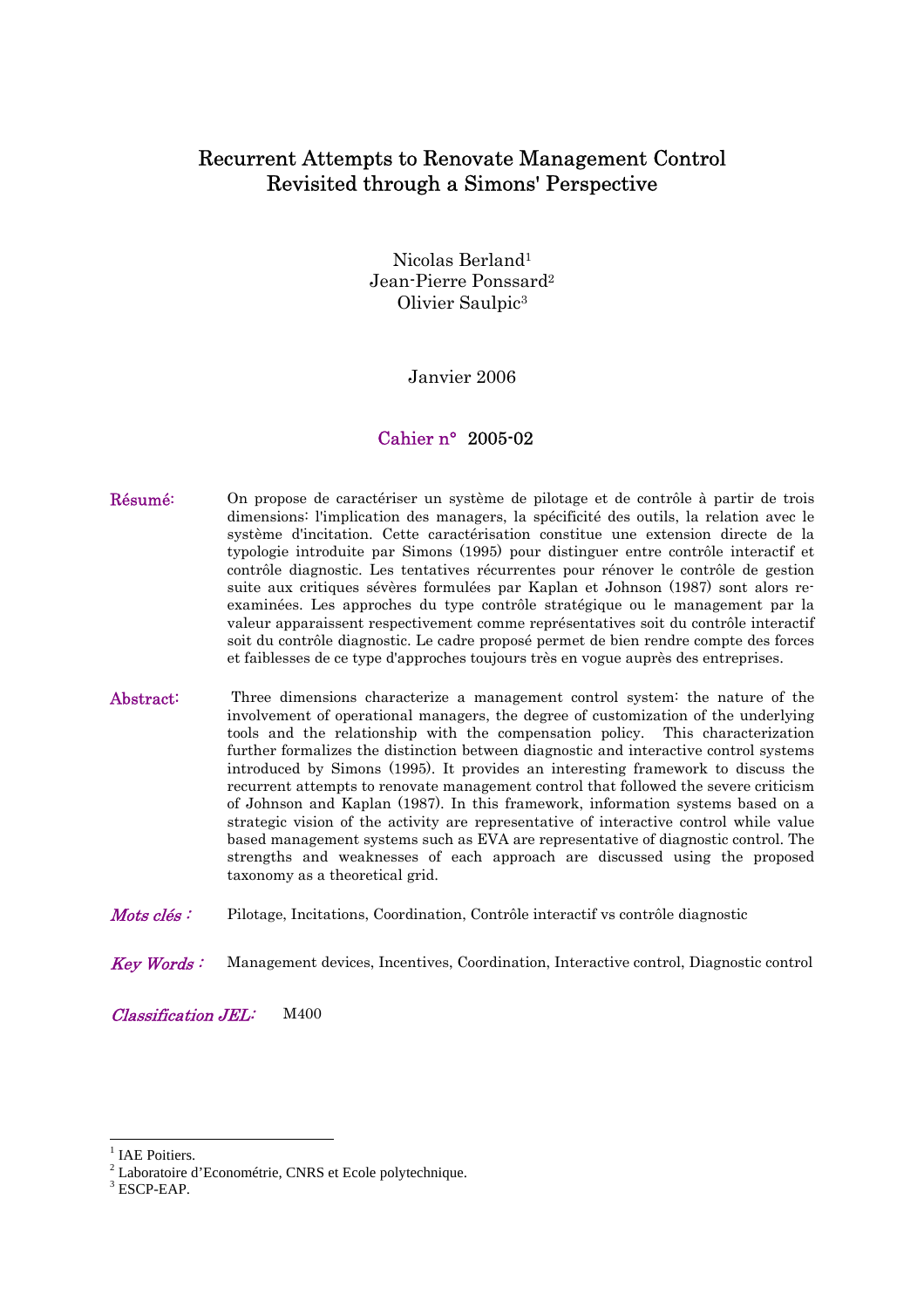# Recurrent Attempts to Renovate Management Control Revisited through a Simons' Perspective

Nicolas Berland[1]
Jean-Pierre Ponssard[2]
Olivier Saulpic[3]

Janvier 2006

Cahier n° 2005-02

**Résumé:** On propose de caractériser un système de pilotage et de contrôle à partir de trois dimensions: l'implication des managers, la spécificité des outils, la relation avec le système d'incitation. Cette caractérisation constitue une extension directe de la typologie introduite par Simons (1995) pour distinguer entre contrôle interactif et contrôle diagnostic. Les tentatives récurrentes pour rénover le contrôle de gestion suite aux critiques sévères formulées par Kaplan et Johnson (1987) sont alors re-examinées. Les approches du type contrôle stratégique ou le management par la valeur apparaissent respectivement comme représentatives soit du contrôle interactif soit du contrôle diagnostic. Le cadre proposé permet de bien rendre compte des forces et faiblesses de ce type d'approches toujours très en vogue auprès des entreprises.

**Abstract:** Three dimensions characterize a management control system: the nature of the involvement of operational managers, the degree of customization of the underlying tools and the relationship with the compensation policy. This characterization further formalizes the distinction between diagnostic and interactive control systems introduced by Simons (1995). It provides an interesting framework to discuss the recurrent attempts to renovate management control that followed the severe criticism of Johnson and Kaplan (1987). In this framework, information systems based on a strategic vision of the activity are representative of interactive control while value based management systems such as EVA are representative of diagnostic control. The strengths and weaknesses of each approach are discussed using the proposed taxonomy as a theoretical grid.

***Mots clés :*** Pilotage, Incitations, Coordination, Contrôle interactif vs contrôle diagnostic

***Key Words :*** Management devices, Incentives, Coordination, Interactive control, Diagnostic control

***Classification JEL:*** M400

[1] IAE Poitiers.
[2] Laboratoire d'Econométrie, CNRS et Ecole polytechnique.
[3] ESCP-EAP.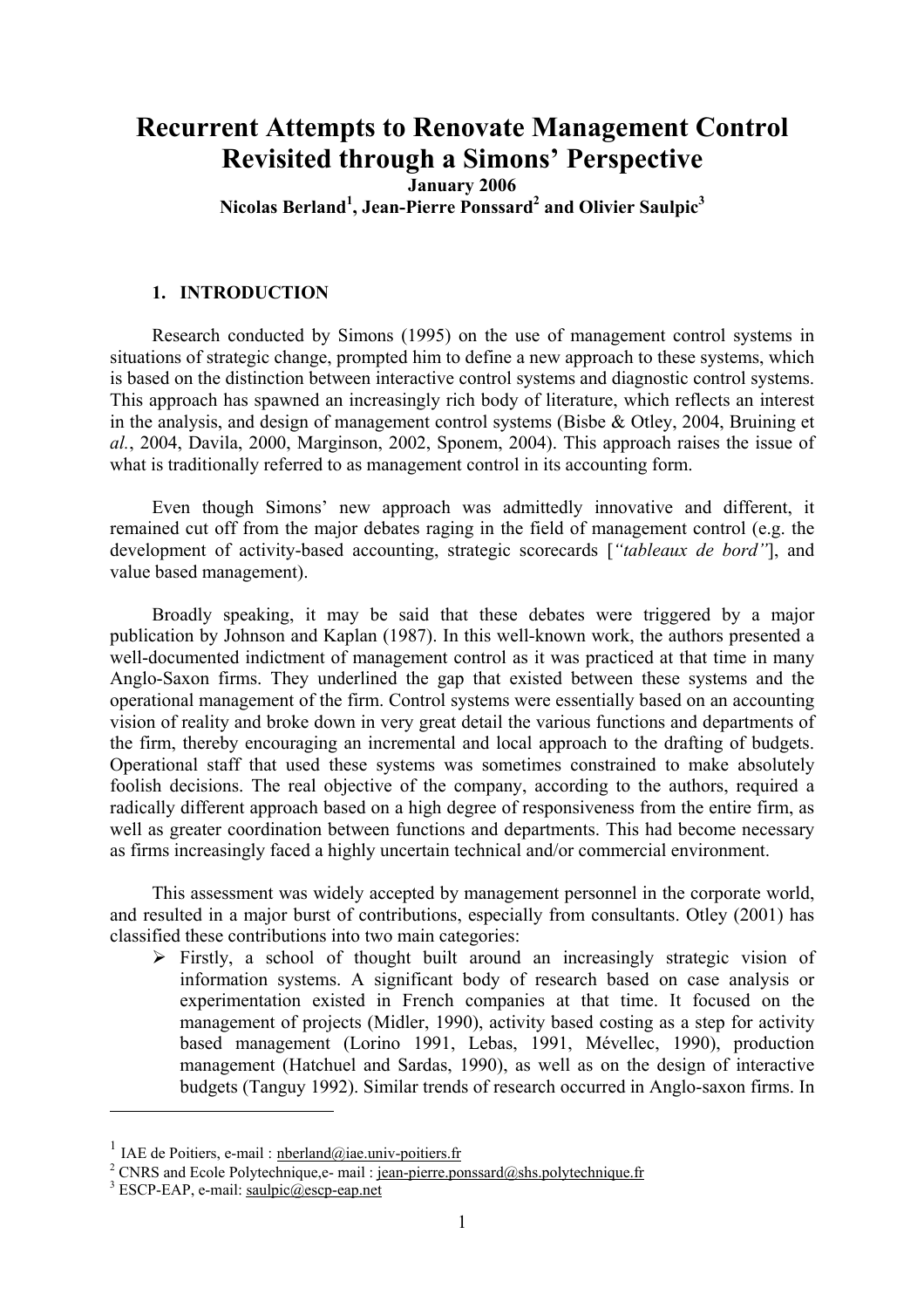# Recurrent Attempts to Renovate Management Control Revisited through a Simons' Perspective

**January 2006**

**Nicolas Berland[1], Jean-Pierre Ponssard[2] and Olivier Saulpic[3]**

## 1. INTRODUCTION

Research conducted by Simons (1995) on the use of management control systems in situations of strategic change, prompted him to define a new approach to these systems, which is based on the distinction between interactive control systems and diagnostic control systems. This approach has spawned an increasingly rich body of literature, which reflects an interest in the analysis, and design of management control systems (Bisbe & Otley, 2004, Bruining et *al.*, 2004, Davila, 2000, Marginson, 2002, Sponem, 2004). This approach raises the issue of what is traditionally referred to as management control in its accounting form.

Even though Simons' new approach was admittedly innovative and different, it remained cut off from the major debates raging in the field of management control (e.g. the development of activity-based accounting, strategic scorecards [*"tableaux de bord"*], and value based management).

Broadly speaking, it may be said that these debates were triggered by a major publication by Johnson and Kaplan (1987). In this well-known work, the authors presented a well-documented indictment of management control as it was practiced at that time in many Anglo-Saxon firms. They underlined the gap that existed between these systems and the operational management of the firm. Control systems were essentially based on an accounting vision of reality and broke down in very great detail the various functions and departments of the firm, thereby encouraging an incremental and local approach to the drafting of budgets. Operational staff that used these systems was sometimes constrained to make absolutely foolish decisions. The real objective of the company, according to the authors, required a radically different approach based on a high degree of responsiveness from the entire firm, as well as greater coordination between functions and departments. This had become necessary as firms increasingly faced a highly uncertain technical and/or commercial environment.

This assessment was widely accepted by management personnel in the corporate world, and resulted in a major burst of contributions, especially from consultants. Otley (2001) has classified these contributions into two main categories:

- Firstly, a school of thought built around an increasingly strategic vision of information systems. A significant body of research based on case analysis or experimentation existed in French companies at that time. It focused on the management of projects (Midler, 1990), activity based costing as a step for activity based management (Lorino 1991, Lebas, 1991, Mévellec, 1990), production management (Hatchuel and Sardas, 1990), as well as on the design of interactive budgets (Tanguy 1992). Similar trends of research occurred in Anglo-saxon firms. In

---

[1] IAE de Poitiers, e-mail : nberland@iae.univ-poitiers.fr

[2] CNRS and Ecole Polytechnique,e- mail : jean-pierre.ponssard@shs.polytechnique.fr

[3] ESCP-EAP, e-mail: saulpic@escp-eap.net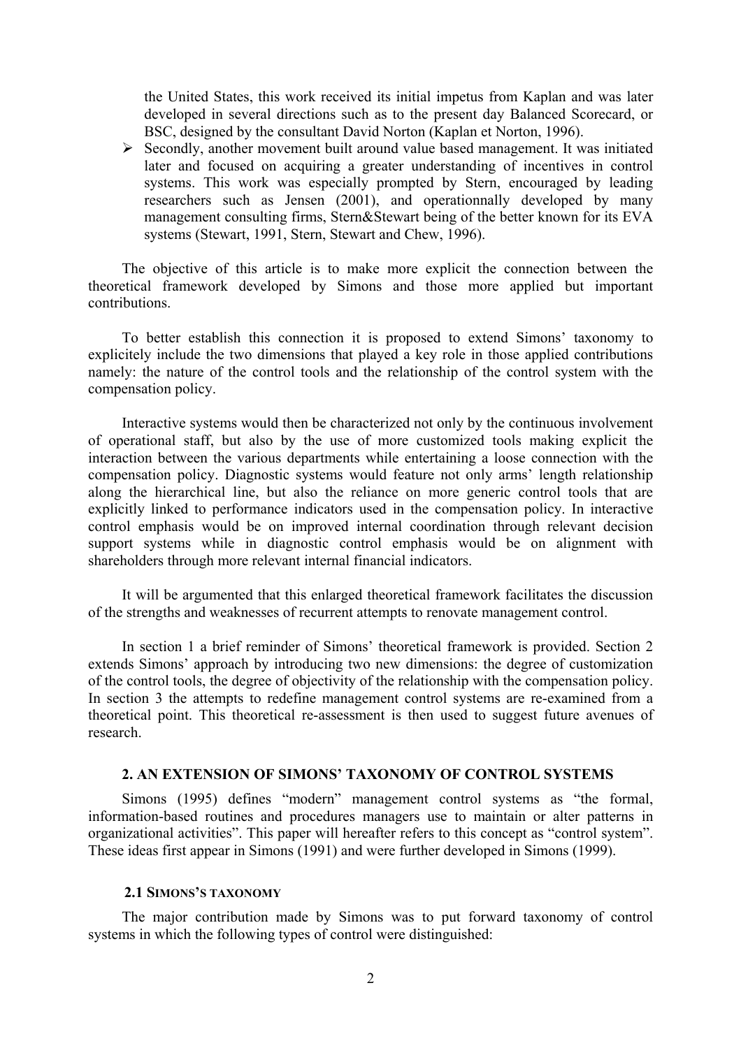the United States, this work received its initial impetus from Kaplan and was later developed in several directions such as to the present day Balanced Scorecard, or BSC, designed by the consultant David Norton (Kaplan et Norton, 1996).

- Secondly, another movement built around value based management. It was initiated later and focused on acquiring a greater understanding of incentives in control systems. This work was especially prompted by Stern, encouraged by leading researchers such as Jensen (2001), and operationnally developed by many management consulting firms, Stern&Stewart being of the better known for its EVA systems (Stewart, 1991, Stern, Stewart and Chew, 1996).

The objective of this article is to make more explicit the connection between the theoretical framework developed by Simons and those more applied but important contributions.

To better establish this connection it is proposed to extend Simons' taxonomy to explicitely include the two dimensions that played a key role in those applied contributions namely: the nature of the control tools and the relationship of the control system with the compensation policy.

Interactive systems would then be characterized not only by the continuous involvement of operational staff, but also by the use of more customized tools making explicit the interaction between the various departments while entertaining a loose connection with the compensation policy. Diagnostic systems would feature not only arms' length relationship along the hierarchical line, but also the reliance on more generic control tools that are explicitly linked to performance indicators used in the compensation policy. In interactive control emphasis would be on improved internal coordination through relevant decision support systems while in diagnostic control emphasis would be on alignment with shareholders through more relevant internal financial indicators.

It will be argumented that this enlarged theoretical framework facilitates the discussion of the strengths and weaknesses of recurrent attempts to renovate management control.

In section 1 a brief reminder of Simons' theoretical framework is provided. Section 2 extends Simons' approach by introducing two new dimensions: the degree of customization of the control tools, the degree of objectivity of the relationship with the compensation policy. In section 3 the attempts to redefine management control systems are re-examined from a theoretical point. This theoretical re-assessment is then used to suggest future avenues of research.

## 2. AN EXTENSION OF SIMONS' TAXONOMY OF CONTROL SYSTEMS

Simons (1995) defines "modern" management control systems as "the formal, information-based routines and procedures managers use to maintain or alter patterns in organizational activities". This paper will hereafter refers to this concept as "control system". These ideas first appear in Simons (1991) and were further developed in Simons (1999).

### 2.1 SIMONS'S TAXONOMY

The major contribution made by Simons was to put forward taxonomy of control systems in which the following types of control were distinguished: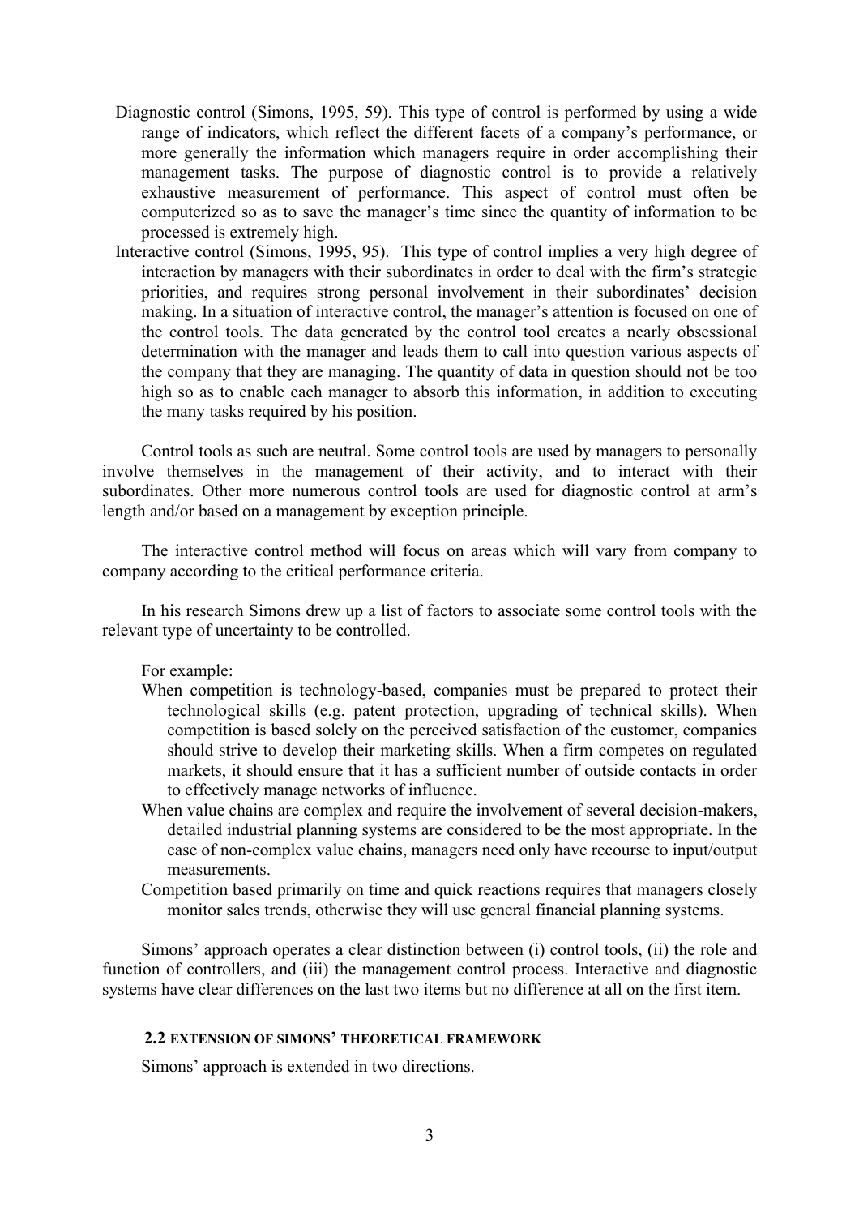- Diagnostic control (Simons, 1995, 59). This type of control is performed by using a wide range of indicators, which reflect the different facets of a company's performance, or more generally the information which managers require in order accomplishing their management tasks. The purpose of diagnostic control is to provide a relatively exhaustive measurement of performance. This aspect of control must often be computerized so as to save the manager's time since the quantity of information to be processed is extremely high.
- Interactive control (Simons, 1995, 95). This type of control implies a very high degree of interaction by managers with their subordinates in order to deal with the firm's strategic priorities, and requires strong personal involvement in their subordinates' decision making. In a situation of interactive control, the manager's attention is focused on one of the control tools. The data generated by the control tool creates a nearly obsessional determination with the manager and leads them to call into question various aspects of the company that they are managing. The quantity of data in question should not be too high so as to enable each manager to absorb this information, in addition to executing the many tasks required by his position.

Control tools as such are neutral. Some control tools are used by managers to personally involve themselves in the management of their activity, and to interact with their subordinates. Other more numerous control tools are used for diagnostic control at arm's length and/or based on a management by exception principle.

The interactive control method will focus on areas which will vary from company to company according to the critical performance criteria.

In his research Simons drew up a list of factors to associate some control tools with the relevant type of uncertainty to be controlled.

For example:

- When competition is technology-based, companies must be prepared to protect their technological skills (e.g. patent protection, upgrading of technical skills). When competition is based solely on the perceived satisfaction of the customer, companies should strive to develop their marketing skills. When a firm competes on regulated markets, it should ensure that it has a sufficient number of outside contacts in order to effectively manage networks of influence.
- When value chains are complex and require the involvement of several decision-makers, detailed industrial planning systems are considered to be the most appropriate. In the case of non-complex value chains, managers need only have recourse to input/output measurements.
- Competition based primarily on time and quick reactions requires that managers closely monitor sales trends, otherwise they will use general financial planning systems.

Simons' approach operates a clear distinction between (i) control tools, (ii) the role and function of controllers, and (iii) the management control process. Interactive and diagnostic systems have clear differences on the last two items but no difference at all on the first item.

### 2.2 EXTENSION OF SIMONS' THEORETICAL FRAMEWORK

Simons' approach is extended in two directions.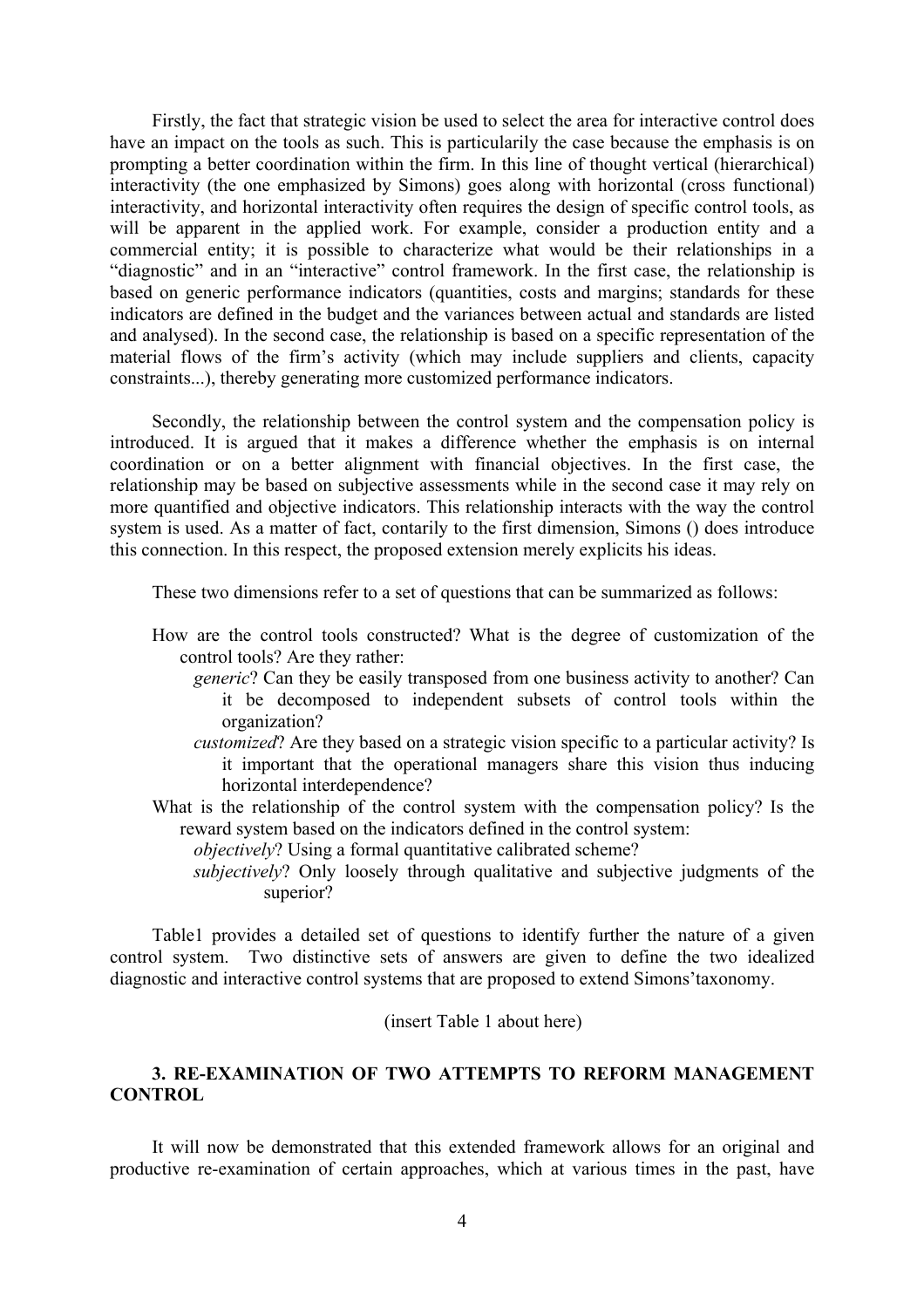Firstly, the fact that strategic vision be used to select the area for interactive control does have an impact on the tools as such. This is particularily the case because the emphasis is on prompting a better coordination within the firm. In this line of thought vertical (hierarchical) interactivity (the one emphasized by Simons) goes along with horizontal (cross functional) interactivity, and horizontal interactivity often requires the design of specific control tools, as will be apparent in the applied work. For example, consider a production entity and a commercial entity; it is possible to characterize what would be their relationships in a "diagnostic" and in an "interactive" control framework. In the first case, the relationship is based on generic performance indicators (quantities, costs and margins; standards for these indicators are defined in the budget and the variances between actual and standards are listed and analysed). In the second case, the relationship is based on a specific representation of the material flows of the firm's activity (which may include suppliers and clients, capacity constraints...), thereby generating more customized performance indicators.

Secondly, the relationship between the control system and the compensation policy is introduced. It is argued that it makes a difference whether the emphasis is on internal coordination or on a better alignment with financial objectives. In the first case, the relationship may be based on subjective assessments while in the second case it may rely on more quantified and objective indicators. This relationship interacts with the way the control system is used. As a matter of fact, contarily to the first dimension, Simons () does introduce this connection. In this respect, the proposed extension merely explicits his ideas.

These two dimensions refer to a set of questions that can be summarized as follows:

- How are the control tools constructed? What is the degree of customization of the control tools? Are they rather:
  - *generic*? Can they be easily transposed from one business activity to another? Can it be decomposed to independent subsets of control tools within the organization?
  - *customized*? Are they based on a strategic vision specific to a particular activity? Is it important that the operational managers share this vision thus inducing horizontal interdependence?
- What is the relationship of the control system with the compensation policy? Is the reward system based on the indicators defined in the control system:
  - *objectively*? Using a formal quantitative calibrated scheme?
  - *subjectively*? Only loosely through qualitative and subjective judgments of the superior?

Table1 provides a detailed set of questions to identify further the nature of a given control system. Two distinctive sets of answers are given to define the two idealized diagnostic and interactive control systems that are proposed to extend Simons'taxonomy.

(insert Table 1 about here)

## 3. RE-EXAMINATION OF TWO ATTEMPTS TO REFORM MANAGEMENT CONTROL

It will now be demonstrated that this extended framework allows for an original and productive re-examination of certain approaches, which at various times in the past, have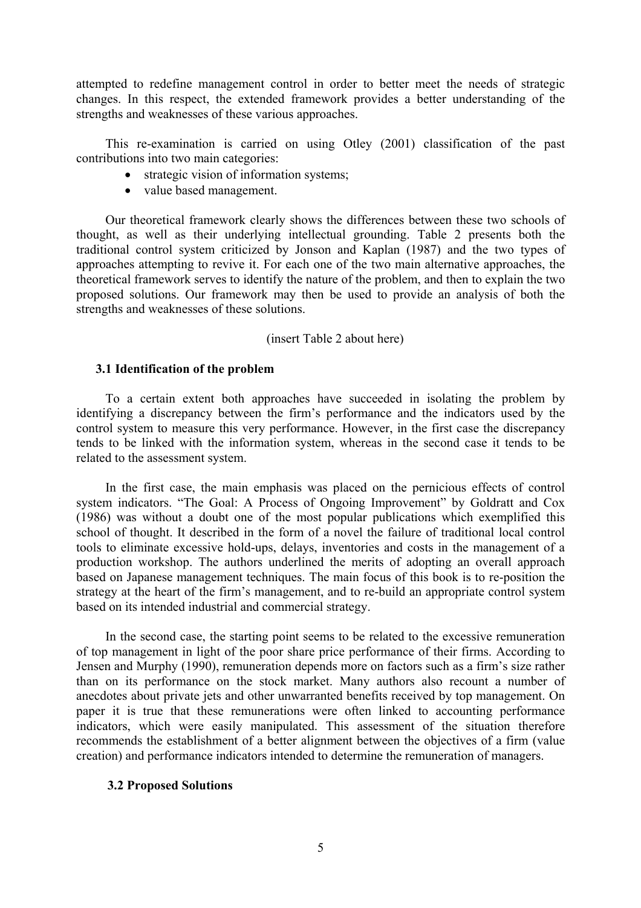attempted to redefine management control in order to better meet the needs of strategic changes. In this respect, the extended framework provides a better understanding of the strengths and weaknesses of these various approaches.

This re-examination is carried on using Otley (2001) classification of the past contributions into two main categories:

- strategic vision of information systems;
- value based management.

Our theoretical framework clearly shows the differences between these two schools of thought, as well as their underlying intellectual grounding. Table 2 presents both the traditional control system criticized by Jonson and Kaplan (1987) and the two types of approaches attempting to revive it. For each one of the two main alternative approaches, the theoretical framework serves to identify the nature of the problem, and then to explain the two proposed solutions. Our framework may then be used to provide an analysis of both the strengths and weaknesses of these solutions.

(insert Table 2 about here)

### 3.1 Identification of the problem

To a certain extent both approaches have succeeded in isolating the problem by identifying a discrepancy between the firm's performance and the indicators used by the control system to measure this very performance. However, in the first case the discrepancy tends to be linked with the information system, whereas in the second case it tends to be related to the assessment system.

In the first case, the main emphasis was placed on the pernicious effects of control system indicators. "The Goal: A Process of Ongoing Improvement" by Goldratt and Cox (1986) was without a doubt one of the most popular publications which exemplified this school of thought. It described in the form of a novel the failure of traditional local control tools to eliminate excessive hold-ups, delays, inventories and costs in the management of a production workshop. The authors underlined the merits of adopting an overall approach based on Japanese management techniques. The main focus of this book is to re-position the strategy at the heart of the firm's management, and to re-build an appropriate control system based on its intended industrial and commercial strategy.

In the second case, the starting point seems to be related to the excessive remuneration of top management in light of the poor share price performance of their firms. According to Jensen and Murphy (1990), remuneration depends more on factors such as a firm's size rather than on its performance on the stock market. Many authors also recount a number of anecdotes about private jets and other unwarranted benefits received by top management. On paper it is true that these remunerations were often linked to accounting performance indicators, which were easily manipulated. This assessment of the situation therefore recommends the establishment of a better alignment between the objectives of a firm (value creation) and performance indicators intended to determine the remuneration of managers.

### 3.2 Proposed Solutions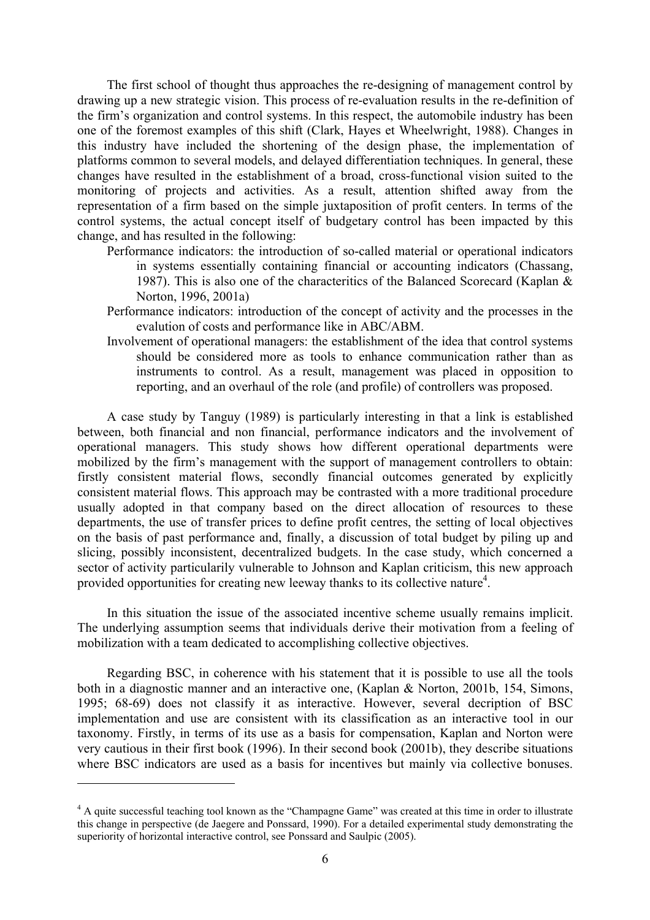The first school of thought thus approaches the re-designing of management control by drawing up a new strategic vision. This process of re-evaluation results in the re-definition of the firm's organization and control systems. In this respect, the automobile industry has been one of the foremost examples of this shift (Clark, Hayes et Wheelwright, 1988). Changes in this industry have included the shortening of the design phase, the implementation of platforms common to several models, and delayed differentiation techniques. In general, these changes have resulted in the establishment of a broad, cross-functional vision suited to the monitoring of projects and activities. As a result, attention shifted away from the representation of a firm based on the simple juxtaposition of profit centers. In terms of the control systems, the actual concept itself of budgetary control has been impacted by this change, and has resulted in the following:

- Performance indicators: the introduction of so-called material or operational indicators in systems essentially containing financial or accounting indicators (Chassang, 1987). This is also one of the characteritics of the Balanced Scorecard (Kaplan & Norton, 1996, 2001a)
- Performance indicators: introduction of the concept of activity and the processes in the evalution of costs and performance like in ABC/ABM.
- Involvement of operational managers: the establishment of the idea that control systems should be considered more as tools to enhance communication rather than as instruments to control. As a result, management was placed in opposition to reporting, and an overhaul of the role (and profile) of controllers was proposed.

A case study by Tanguy (1989) is particularly interesting in that a link is established between, both financial and non financial, performance indicators and the involvement of operational managers. This study shows how different operational departments were mobilized by the firm's management with the support of management controllers to obtain: firstly consistent material flows, secondly financial outcomes generated by explicitly consistent material flows. This approach may be contrasted with a more traditional procedure usually adopted in that company based on the direct allocation of resources to these departments, the use of transfer prices to define profit centres, the setting of local objectives on the basis of past performance and, finally, a discussion of total budget by piling up and slicing, possibly inconsistent, decentralized budgets. In the case study, which concerned a sector of activity particularily vulnerable to Johnson and Kaplan criticism, this new approach provided opportunities for creating new leeway thanks to its collective nature[4].

In this situation the issue of the associated incentive scheme usually remains implicit. The underlying assumption seems that individuals derive their motivation from a feeling of mobilization with a team dedicated to accomplishing collective objectives.

Regarding BSC, in coherence with his statement that it is possible to use all the tools both in a diagnostic manner and an interactive one, (Kaplan & Norton, 2001b, 154, Simons, 1995; 68-69) does not classify it as interactive. However, several decription of BSC implementation and use are consistent with its classification as an interactive tool in our taxonomy. Firstly, in terms of its use as a basis for compensation, Kaplan and Norton were very cautious in their first book (1996). In their second book (2001b), they describe situations where BSC indicators are used as a basis for incentives but mainly via collective bonuses.

---

[4] A quite successful teaching tool known as the "Champagne Game" was created at this time in order to illustrate this change in perspective (de Jaegere and Ponssard, 1990). For a detailed experimental study demonstrating the superiority of horizontal interactive control, see Ponssard and Saulpic (2005).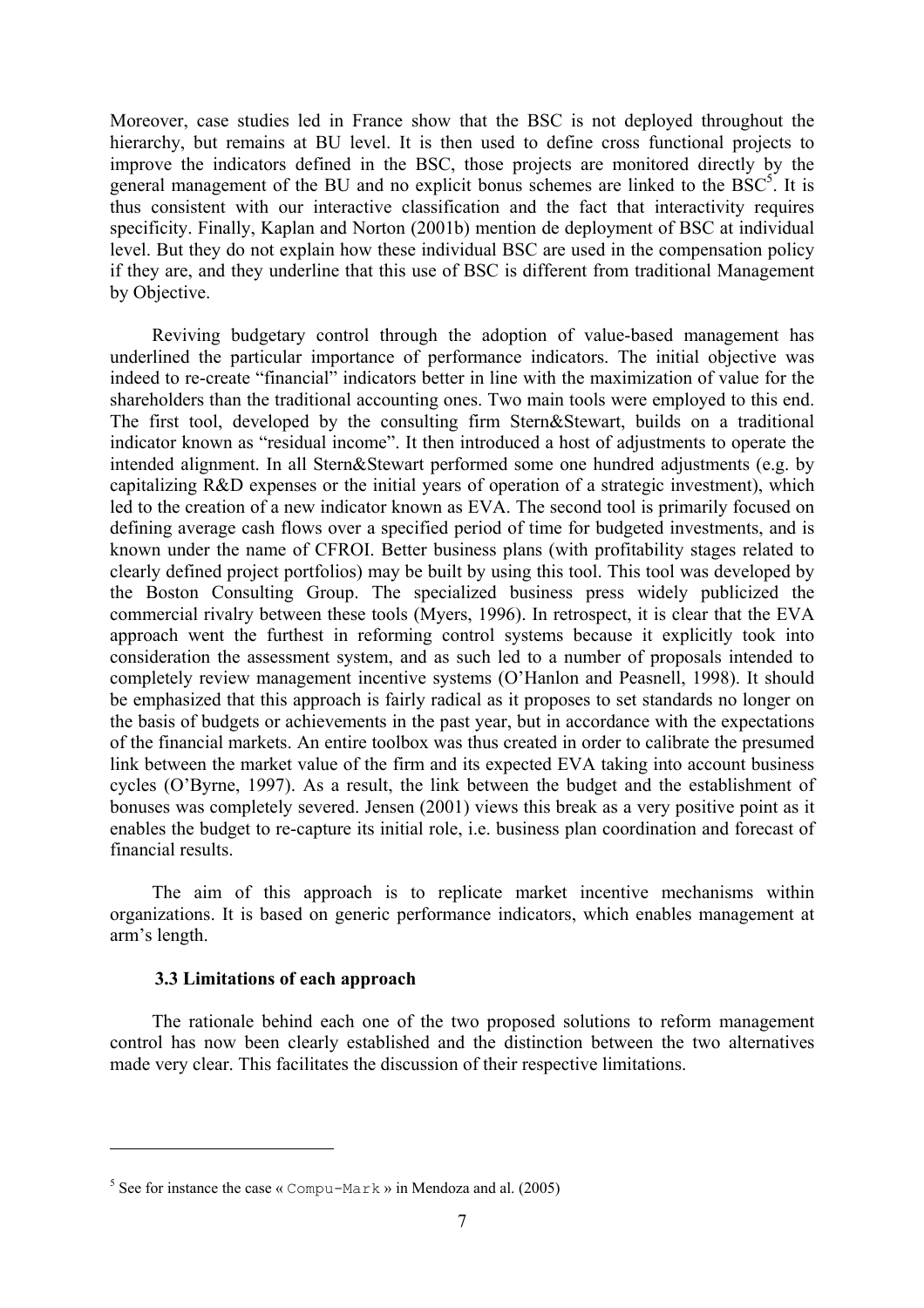Moreover, case studies led in France show that the BSC is not deployed throughout the hierarchy, but remains at BU level. It is then used to define cross functional projects to improve the indicators defined in the BSC, those projects are monitored directly by the general management of the BU and no explicit bonus schemes are linked to the BSC[5]. It is thus consistent with our interactive classification and the fact that interactivity requires specificity. Finally, Kaplan and Norton (2001b) mention de deployment of BSC at individual level. But they do not explain how these individual BSC are used in the compensation policy if they are, and they underline that this use of BSC is different from traditional Management by Objective.

Reviving budgetary control through the adoption of value-based management has underlined the particular importance of performance indicators. The initial objective was indeed to re-create "financial" indicators better in line with the maximization of value for the shareholders than the traditional accounting ones. Two main tools were employed to this end. The first tool, developed by the consulting firm Stern&Stewart, builds on a traditional indicator known as "residual income". It then introduced a host of adjustments to operate the intended alignment. In all Stern&Stewart performed some one hundred adjustments (e.g. by capitalizing R&D expenses or the initial years of operation of a strategic investment), which led to the creation of a new indicator known as EVA. The second tool is primarily focused on defining average cash flows over a specified period of time for budgeted investments, and is known under the name of CFROI. Better business plans (with profitability stages related to clearly defined project portfolios) may be built by using this tool. This tool was developed by the Boston Consulting Group. The specialized business press widely publicized the commercial rivalry between these tools (Myers, 1996). In retrospect, it is clear that the EVA approach went the furthest in reforming control systems because it explicitly took into consideration the assessment system, and as such led to a number of proposals intended to completely review management incentive systems (O'Hanlon and Peasnell, 1998). It should be emphasized that this approach is fairly radical as it proposes to set standards no longer on the basis of budgets or achievements in the past year, but in accordance with the expectations of the financial markets. An entire toolbox was thus created in order to calibrate the presumed link between the market value of the firm and its expected EVA taking into account business cycles (O'Byrne, 1997). As a result, the link between the budget and the establishment of bonuses was completely severed. Jensen (2001) views this break as a very positive point as it enables the budget to re-capture its initial role, i.e. business plan coordination and forecast of financial results.

The aim of this approach is to replicate market incentive mechanisms within organizations. It is based on generic performance indicators, which enables management at arm's length.

### 3.3 Limitations of each approach

The rationale behind each one of the two proposed solutions to reform management control has now been clearly established and the distinction between the two alternatives made very clear. This facilitates the discussion of their respective limitations.

---

[5] See for instance the case « Compu-Mark » in Mendoza and al. (2005)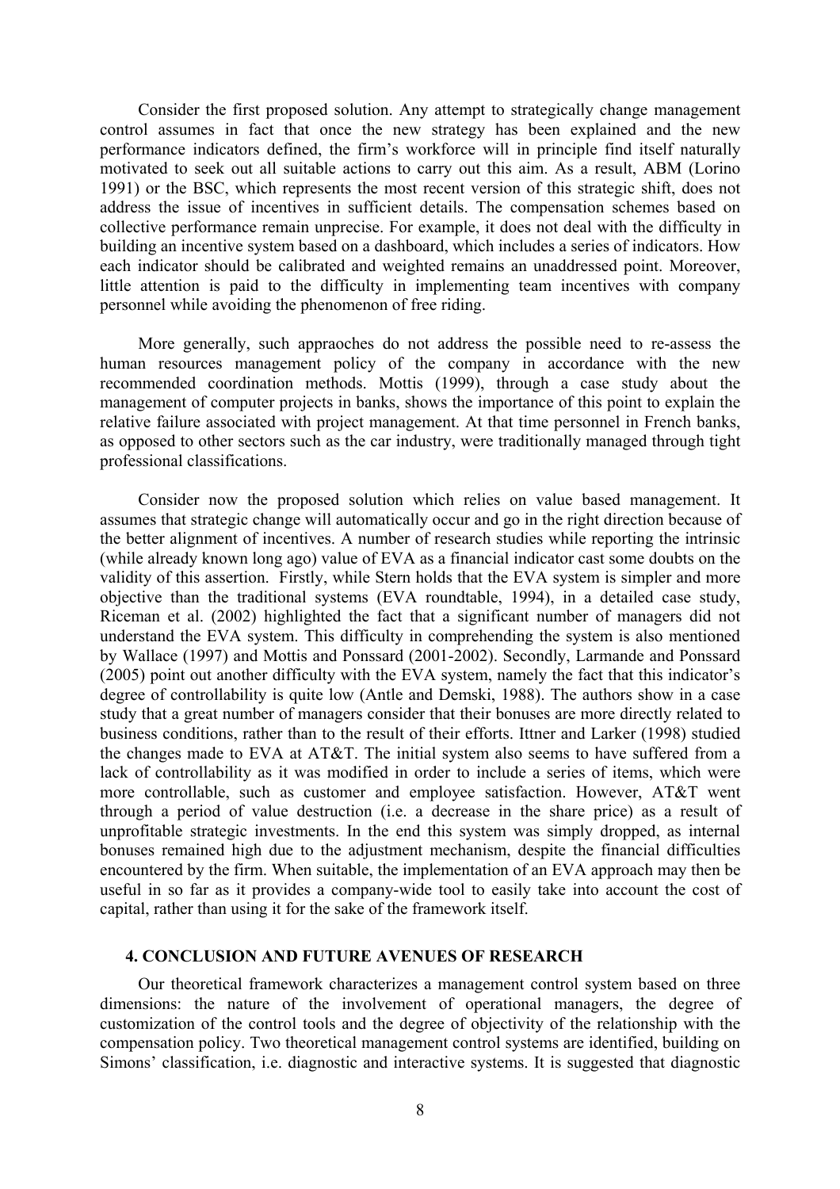Consider the first proposed solution. Any attempt to strategically change management control assumes in fact that once the new strategy has been explained and the new performance indicators defined, the firm's workforce will in principle find itself naturally motivated to seek out all suitable actions to carry out this aim. As a result, ABM (Lorino 1991) or the BSC, which represents the most recent version of this strategic shift, does not address the issue of incentives in sufficient details. The compensation schemes based on collective performance remain unprecise. For example, it does not deal with the difficulty in building an incentive system based on a dashboard, which includes a series of indicators. How each indicator should be calibrated and weighted remains an unaddressed point. Moreover, little attention is paid to the difficulty in implementing team incentives with company personnel while avoiding the phenomenon of free riding.

More generally, such appraoches do not address the possible need to re-assess the human resources management policy of the company in accordance with the new recommended coordination methods. Mottis (1999), through a case study about the management of computer projects in banks, shows the importance of this point to explain the relative failure associated with project management. At that time personnel in French banks, as opposed to other sectors such as the car industry, were traditionally managed through tight professional classifications.

Consider now the proposed solution which relies on value based management. It assumes that strategic change will automatically occur and go in the right direction because of the better alignment of incentives. A number of research studies while reporting the intrinsic (while already known long ago) value of EVA as a financial indicator cast some doubts on the validity of this assertion. Firstly, while Stern holds that the EVA system is simpler and more objective than the traditional systems (EVA roundtable, 1994), in a detailed case study, Riceman et al. (2002) highlighted the fact that a significant number of managers did not understand the EVA system. This difficulty in comprehending the system is also mentioned by Wallace (1997) and Mottis and Ponssard (2001-2002). Secondly, Larmande and Ponssard (2005) point out another difficulty with the EVA system, namely the fact that this indicator's degree of controllability is quite low (Antle and Demski, 1988). The authors show in a case study that a great number of managers consider that their bonuses are more directly related to business conditions, rather than to the result of their efforts. Ittner and Larker (1998) studied the changes made to EVA at AT&T. The initial system also seems to have suffered from a lack of controllability as it was modified in order to include a series of items, which were more controllable, such as customer and employee satisfaction. However, AT&T went through a period of value destruction (i.e. a decrease in the share price) as a result of unprofitable strategic investments. In the end this system was simply dropped, as internal bonuses remained high due to the adjustment mechanism, despite the financial difficulties encountered by the firm. When suitable, the implementation of an EVA approach may then be useful in so far as it provides a company-wide tool to easily take into account the cost of capital, rather than using it for the sake of the framework itself.

## 4. CONCLUSION AND FUTURE AVENUES OF RESEARCH

Our theoretical framework characterizes a management control system based on three dimensions: the nature of the involvement of operational managers, the degree of customization of the control tools and the degree of objectivity of the relationship with the compensation policy. Two theoretical management control systems are identified, building on Simons' classification, i.e. diagnostic and interactive systems. It is suggested that diagnostic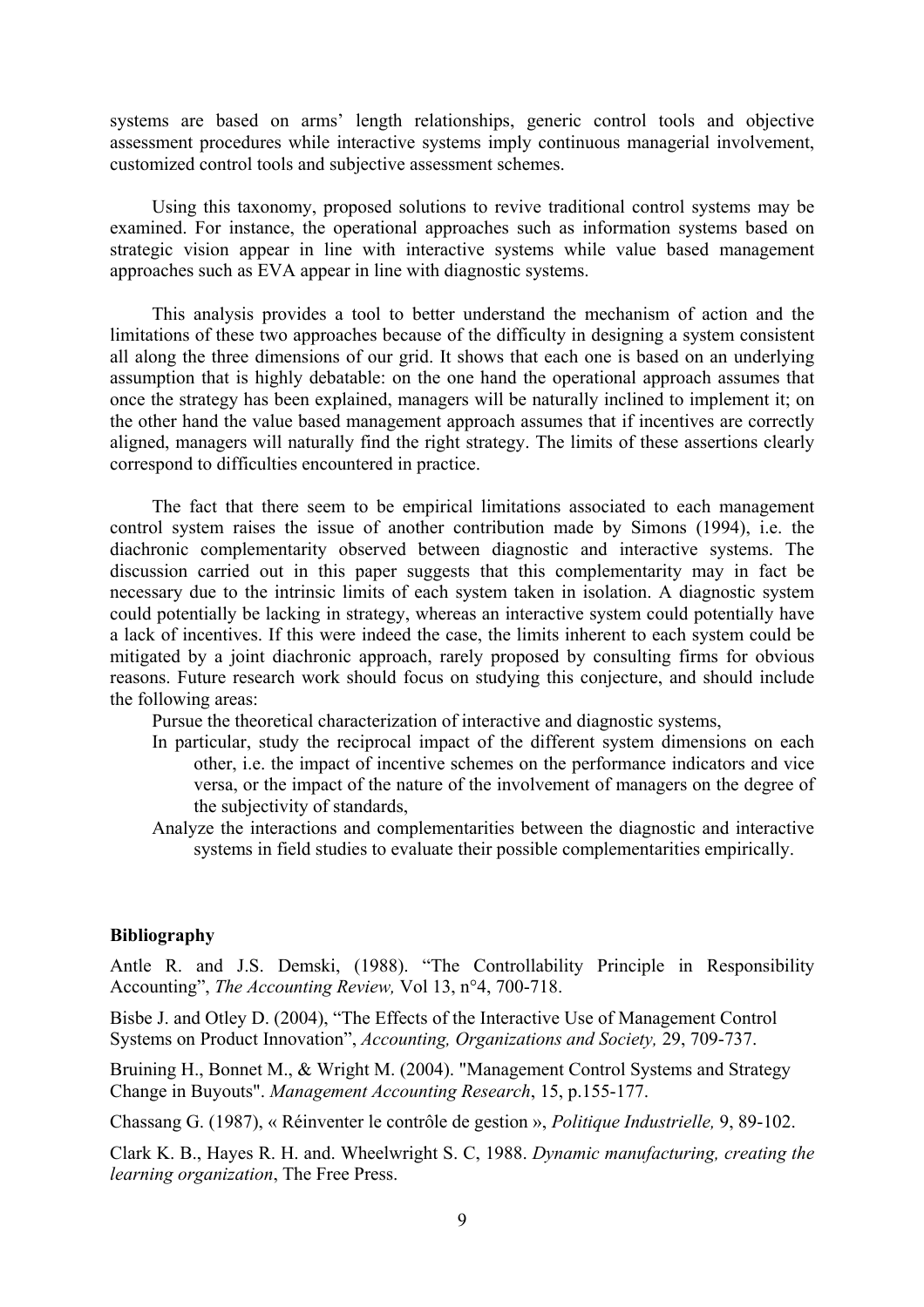systems are based on arms' length relationships, generic control tools and objective assessment procedures while interactive systems imply continuous managerial involvement, customized control tools and subjective assessment schemes.

Using this taxonomy, proposed solutions to revive traditional control systems may be examined. For instance, the operational approaches such as information systems based on strategic vision appear in line with interactive systems while value based management approaches such as EVA appear in line with diagnostic systems.

This analysis provides a tool to better understand the mechanism of action and the limitations of these two approaches because of the difficulty in designing a system consistent all along the three dimensions of our grid. It shows that each one is based on an underlying assumption that is highly debatable: on the one hand the operational approach assumes that once the strategy has been explained, managers will be naturally inclined to implement it; on the other hand the value based management approach assumes that if incentives are correctly aligned, managers will naturally find the right strategy. The limits of these assertions clearly correspond to difficulties encountered in practice.

The fact that there seem to be empirical limitations associated to each management control system raises the issue of another contribution made by Simons (1994), i.e. the diachronic complementarity observed between diagnostic and interactive systems. The discussion carried out in this paper suggests that this complementarity may in fact be necessary due to the intrinsic limits of each system taken in isolation. A diagnostic system could potentially be lacking in strategy, whereas an interactive system could potentially have a lack of incentives. If this were indeed the case, the limits inherent to each system could be mitigated by a joint diachronic approach, rarely proposed by consulting firms for obvious reasons. Future research work should focus on studying this conjecture, and should include the following areas:

- Pursue the theoretical characterization of interactive and diagnostic systems,
- In particular, study the reciprocal impact of the different system dimensions on each other, i.e. the impact of incentive schemes on the performance indicators and vice versa, or the impact of the nature of the involvement of managers on the degree of the subjectivity of standards,
- Analyze the interactions and complementarities between the diagnostic and interactive systems in field studies to evaluate their possible complementarities empirically.

**Bibliography**

Antle R. and J.S. Demski, (1988). "The Controllability Principle in Responsibility Accounting", *The Accounting Review,* Vol 13, n°4, 700-718.

Bisbe J. and Otley D. (2004), "The Effects of the Interactive Use of Management Control Systems on Product Innovation", *Accounting, Organizations and Society,* 29, 709-737.

Bruining H., Bonnet M., & Wright M. (2004). "Management Control Systems and Strategy Change in Buyouts". *Management Accounting Research*, 15, p.155-177.

Chassang G. (1987), « Réinventer le contrôle de gestion », *Politique Industrielle,* 9, 89-102.

Clark K. B., Hayes R. H. and. Wheelwright S. C, 1988. *Dynamic manufacturing, creating the learning organization*, The Free Press.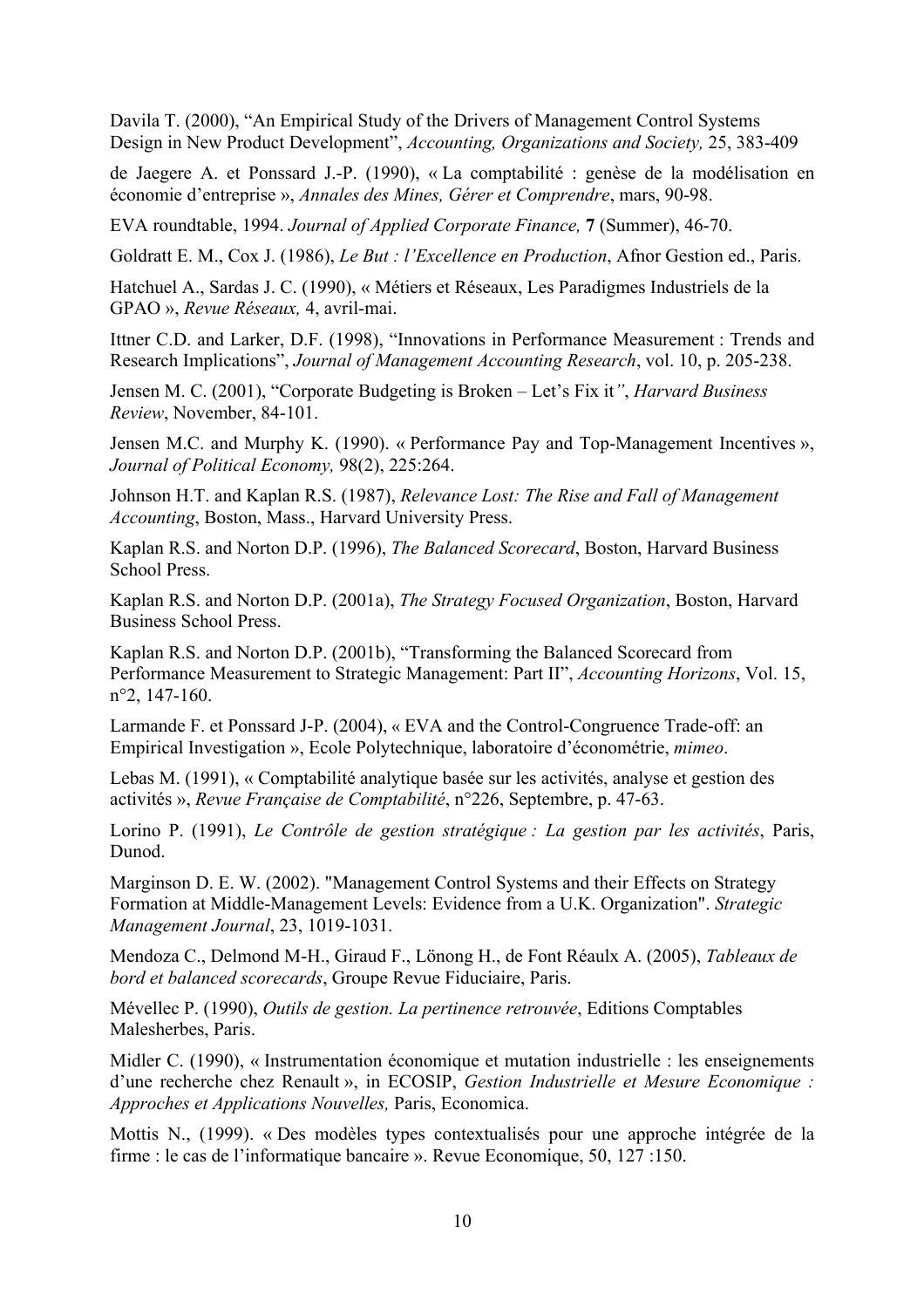Davila T. (2000), “An Empirical Study of the Drivers of Management Control Systems Design in New Product Development”, *Accounting, Organizations and Society,* 25, 383-409

de Jaegere A. et Ponssard J.-P. (1990), « La comptabilité : genèse de la modélisation en économie d’entreprise », *Annales des Mines, Gérer et Comprendre*, mars, 90-98.

EVA roundtable, 1994. *Journal of Applied Corporate Finance,* **7** (Summer), 46-70.

Goldratt E. M., Cox J. (1986), *Le But : l’Excellence en Production*, Afnor Gestion ed., Paris.

Hatchuel A., Sardas J. C. (1990), « Métiers et Réseaux, Les Paradigmes Industriels de la GPAO », *Revue Réseaux,* 4, avril-mai.

Ittner C.D. and Larker, D.F. (1998), “Innovations in Performance Measurement : Trends and Research Implications”, *Journal of Management Accounting Research*, vol. 10, p. 205-238.

Jensen M. C. (2001), “Corporate Budgeting is Broken – Let’s Fix it”, *Harvard Business Review*, November, 84-101.

Jensen M.C. and Murphy K. (1990). « Performance Pay and Top-Management Incentives », *Journal of Political Economy,* 98(2), 225:264.

Johnson H.T. and Kaplan R.S. (1987), *Relevance Lost: The Rise and Fall of Management Accounting*, Boston, Mass., Harvard University Press.

Kaplan R.S. and Norton D.P. (1996), *The Balanced Scorecard*, Boston, Harvard Business School Press.

Kaplan R.S. and Norton D.P. (2001a), *The Strategy Focused Organization*, Boston, Harvard Business School Press.

Kaplan R.S. and Norton D.P. (2001b), “Transforming the Balanced Scorecard from Performance Measurement to Strategic Management: Part II”, *Accounting Horizons*, Vol. 15, n°2, 147-160.

Larmande F. et Ponssard J-P. (2004), « EVA and the Control-Congruence Trade-off: an Empirical Investigation », Ecole Polytechnique, laboratoire d’économétrie, *mimeo*.

Lebas M. (1991), « Comptabilité analytique basée sur les activités, analyse et gestion des activités », *Revue Française de Comptabilité*, n°226, Septembre, p. 47-63.

Lorino P. (1991), *Le Contrôle de gestion stratégique : La gestion par les activités*, Paris, Dunod.

Marginson D. E. W. (2002). "Management Control Systems and their Effects on Strategy Formation at Middle-Management Levels: Evidence from a U.K. Organization". *Strategic Management Journal*, 23, 1019-1031.

Mendoza C., Delmond M-H., Giraud F., Lönong H., de Font Réaulx A. (2005), *Tableaux de bord et balanced scorecards*, Groupe Revue Fiduciaire, Paris.

Mévellec P. (1990), *Outils de gestion. La pertinence retrouvée*, Editions Comptables Malesherbes, Paris.

Midler C. (1990), « Instrumentation économique et mutation industrielle : les enseignements d’une recherche chez Renault », in ECOSIP, *Gestion Industrielle et Mesure Economique : Approches et Applications Nouvelles,* Paris, Economica.

Mottis N., (1999). « Des modèles types contextualisés pour une approche intégrée de la firme : le cas de l’informatique bancaire ». Revue Economique, 50, 127 :150.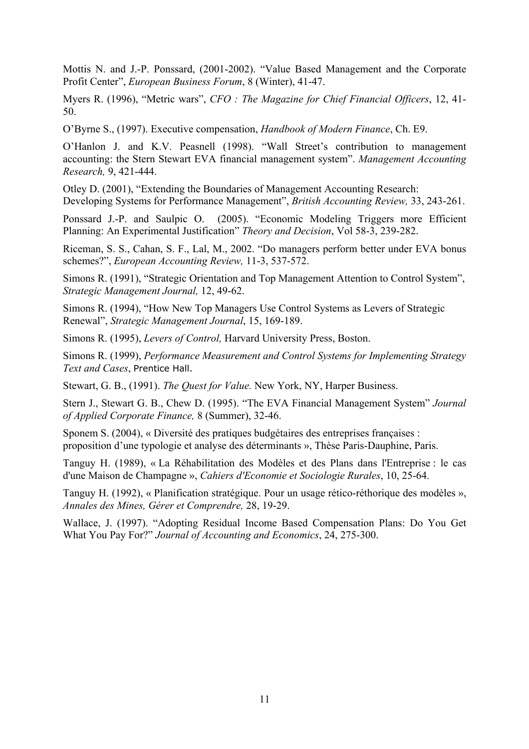Mottis N. and J.-P. Ponssard, (2001-2002). "Value Based Management and the Corporate Profit Center", *European Business Forum*, 8 (Winter), 41-47.

Myers R. (1996), "Metric wars", *CFO : The Magazine for Chief Financial Officers*, 12, 41-50.

O'Byrne S., (1997). Executive compensation, *Handbook of Modern Finance*, Ch. E9.

O'Hanlon J. and K.V. Peasnell (1998). "Wall Street's contribution to management accounting: the Stern Stewart EVA financial management system". *Management Accounting Research,* 9, 421-444.

Otley D. (2001), "Extending the Boundaries of Management Accounting Research: Developing Systems for Performance Management", *British Accounting Review,* 33, 243-261.

Ponssard J.-P. and Saulpic O. (2005). "Economic Modeling Triggers more Efficient Planning: An Experimental Justification" *Theory and Decision*, Vol 58-3, 239-282.

Riceman, S. S., Cahan, S. F., Lal, M., 2002. "Do managers perform better under EVA bonus schemes?", *European Accounting Review,* 11-3, 537-572.

Simons R. (1991), "Strategic Orientation and Top Management Attention to Control System", *Strategic Management Journal,* 12, 49-62.

Simons R. (1994), "How New Top Managers Use Control Systems as Levers of Strategic Renewal", *Strategic Management Journal*, 15, 169-189.

Simons R. (1995), *Levers of Control,* Harvard University Press, Boston.

Simons R. (1999), *Performance Measurement and Control Systems for Implementing Strategy Text and Cases*, Prentice Hall.

Stewart, G. B., (1991). *The Quest for Value.* New York, NY, Harper Business.

Stern J., Stewart G. B., Chew D. (1995). "The EVA Financial Management System" *Journal of Applied Corporate Finance,* 8 (Summer), 32-46.

Sponem S. (2004), « Diversité des pratiques budgétaires des entreprises françaises : proposition d'une typologie et analyse des déterminants », Thèse Paris-Dauphine, Paris.

Tanguy H. (1989), « La Réhabilitation des Modèles et des Plans dans l'Entreprise : le cas d'une Maison de Champagne », *Cahiers d'Economie et Sociologie Rurales*, 10, 25-64.

Tanguy H. (1992), « Planification stratégique. Pour un usage rético-réthorique des modèles », *Annales des Mines, Gérer et Comprendre,* 28, 19-29.

Wallace, J. (1997). "Adopting Residual Income Based Compensation Plans: Do You Get What You Pay For?" *Journal of Accounting and Economics*, 24, 275-300.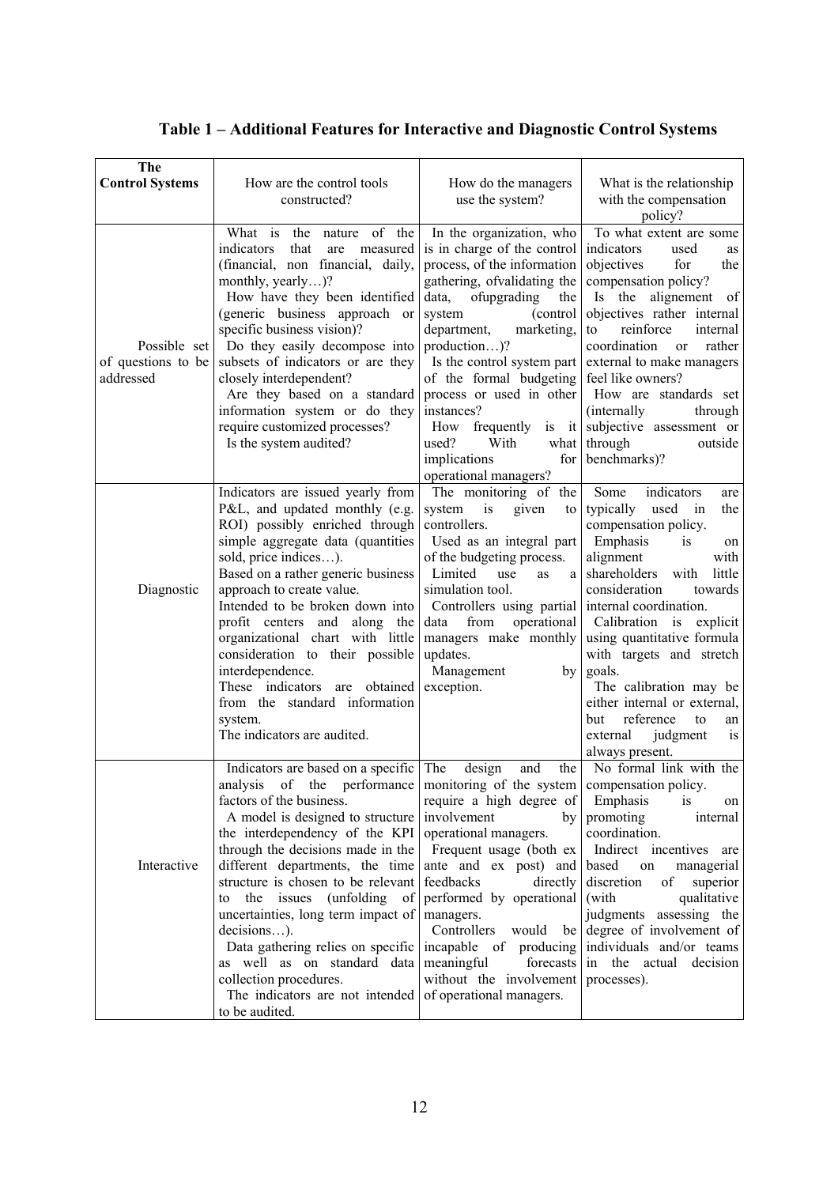**Table 1 – Additional Features for Interactive and Diagnostic Control Systems**

| **The Control Systems** | How are the control tools constructed? | How do the managers use the system? | What is the relationship with the compensation policy? |
|---|---|---|---|
| Possible set of questions to be addressed | What is the nature of the indicators that are measured (financial, non financial, daily, monthly, yearly…)? How have they been identified (generic business approach or specific business vision)? Do they easily decompose into subsets of indicators or are they closely interdependent? Are they based on a standard information system or do they require customized processes? Is the system audited? | In the organization, who is in charge of the control process, of the information gathering, ofvalidating the data, ofupgrading the system (control department, marketing, production…)? Is the control system part of the formal budgeting process or used in other instances? How frequently is it used? With what implications for operational managers? | To what extent are some indicators used as objectives for the compensation policy? Is the alignement of objectives rather internal to reinforce internal coordination or rather external to make managers feel like owners? How are standards set (internally through subjective assessment or through outside benchmarks)? |
| Diagnostic | Indicators are issued yearly from P&L, and updated monthly (e.g. ROI) possibly enriched through simple aggregate data (quantities sold, price indices…). Based on a rather generic business approach to create value. Intended to be broken down into profit centers and along the organizational chart with little consideration to their possible interdependence. These indicators are obtained from the standard information system. The indicators are audited. | The monitoring of the system is given to controllers. Used as an integral part of the budgeting process. Limited use as a simulation tool. Controllers using partial data from operational managers make monthly updates. Management by exception. | Some indicators are typically used in the compensation policy. Emphasis is on alignment with shareholders with little consideration towards internal coordination. Calibration is explicit using quantitative formula with targets and stretch goals. The calibration may be either internal or external, but reference to an external judgment is always present. |
| Interactive | Indicators are based on a specific analysis of the performance factors of the business. A model is designed to structure the interdependency of the KPI through the decisions made in the different departments, the time structure is chosen to be relevant to the issues (unfolding of uncertainties, long term impact of decisions…). Data gathering relies on specific as well as on standard data collection procedures. The indicators are not intended to be audited. | The design and the monitoring of the system require a high degree of involvement by operational managers. Frequent usage (both ex ante and ex post) and feedbacks directly performed by operational managers. Controllers would be incapable of producing meaningful forecasts without the involvement of operational managers. | No formal link with the compensation policy. Emphasis is on promoting internal coordination. Indirect incentives are based on managerial discretion of superior (with qualitative judgments assessing the degree of involvement of individuals and/or teams in the actual decision processes). |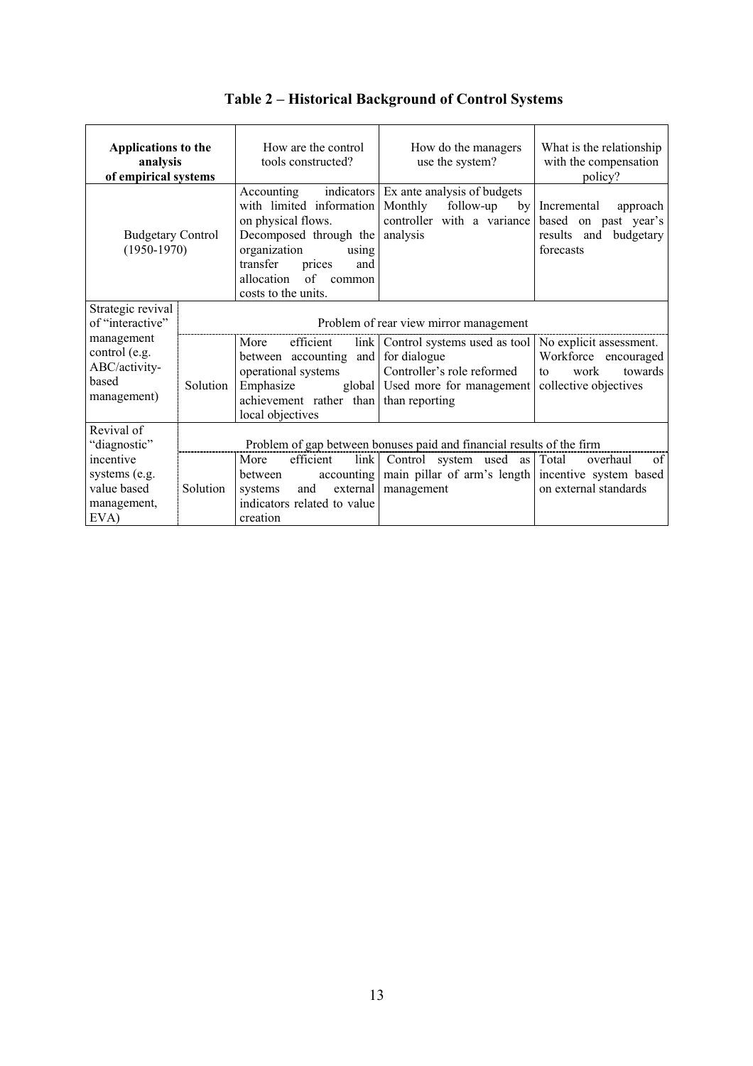# Table 2 – Historical Background of Control Systems

| **Applications to the analysis of empirical systems** | | How are the control tools constructed? | How do the managers use the system? | What is the relationship with the compensation policy? |
|---|---|---|---|---|
| Budgetary Control (1950-1970) | | Accounting indicators with limited information on physical flows. Decomposed through the organization using transfer prices and allocation of common costs to the units. | Ex ante analysis of budgets Monthly follow-up by controller with a variance analysis | Incremental approach based on past year's results and budgetary forecasts |
| Strategic revival of "interactive" management control (e.g. ABC/activity-based management) | | Problem of rear view mirror management | | |
| | Solution | More efficient link between accounting and operational systems Emphasize global achievement rather than local objectives | Control systems used as tool for dialogue Controller's role reformed Used more for management than reporting | No explicit assessment. Workforce encouraged to work towards collective objectives |
| Revival of "diagnostic" incentive systems (e.g. value based management, EVA) | | Problem of gap between bonuses paid and financial results of the firm | | |
| | Solution | More efficient link between accounting systems and external indicators related to value creation | Control system used as main pillar of arm's length management | Total overhaul of incentive system based on external standards |